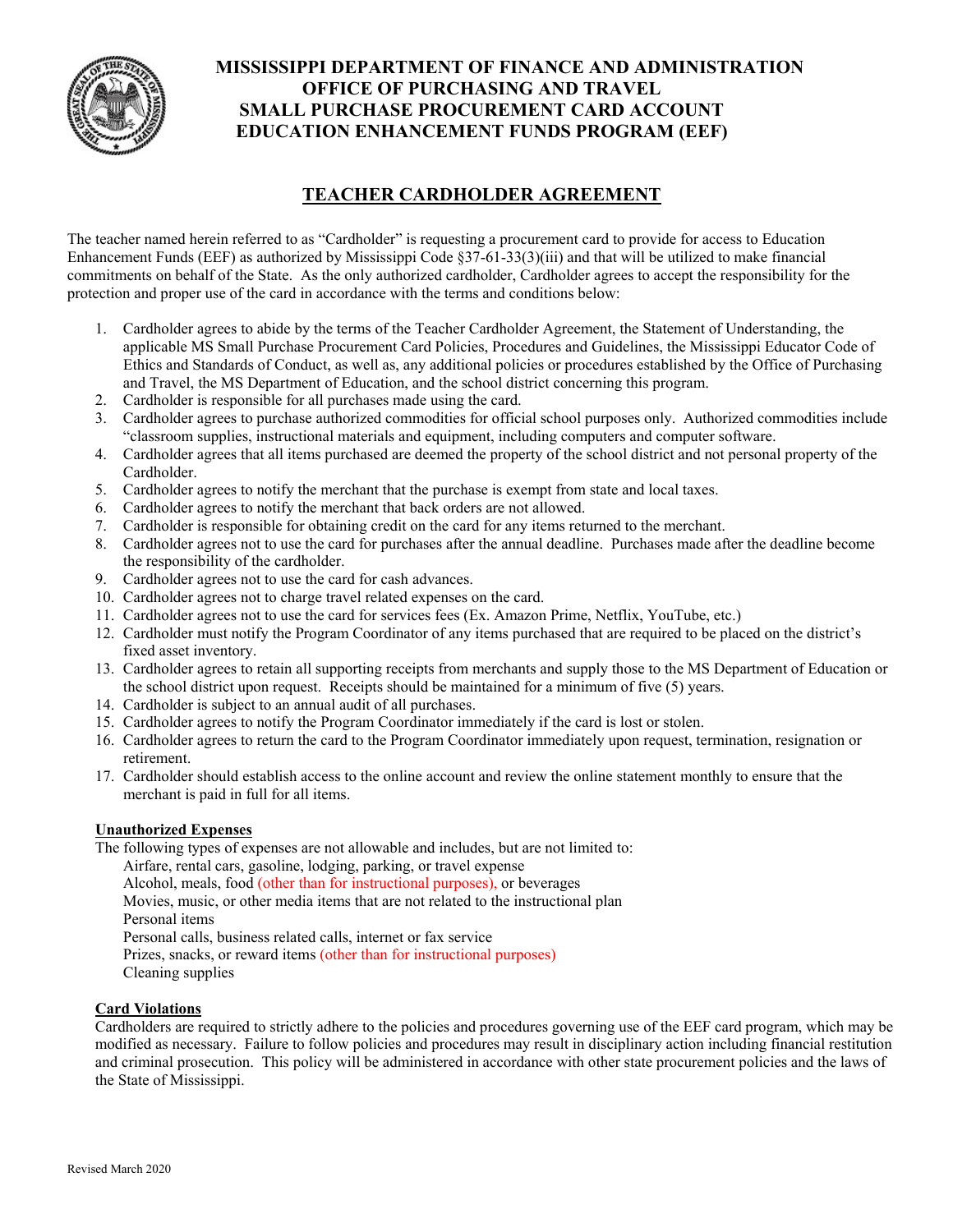# MISSISSIPPI DEPARTMENT OF FINANCE AND ADMINISTRATION
# OFFICE OF PURCHASING AND TRAVEL
# SMALL PURCHASE PROCUREMENT CARD ACCOUNT
# EDUCATION ENHANCEMENT FUNDS PROGRAM (EEF)

## TEACHER CARDHOLDER AGREEMENT

The teacher named herein referred to as "Cardholder" is requesting a procurement card to provide for access to Education Enhancement Funds (EEF) as authorized by Mississippi Code §37-61-33(3)(iii) and that will be utilized to make financial commitments on behalf of the State. As the only authorized cardholder, Cardholder agrees to accept the responsibility for the protection and proper use of the card in accordance with the terms and conditions below:

1. Cardholder agrees to abide by the terms of the Teacher Cardholder Agreement, the Statement of Understanding, the applicable MS Small Purchase Procurement Card Policies, Procedures and Guidelines, the Mississippi Educator Code of Ethics and Standards of Conduct, as well as, any additional policies or procedures established by the Office of Purchasing and Travel, the MS Department of Education, and the school district concerning this program.
2. Cardholder is responsible for all purchases made using the card.
3. Cardholder agrees to purchase authorized commodities for official school purposes only. Authorized commodities include "classroom supplies, instructional materials and equipment, including computers and computer software.
4. Cardholder agrees that all items purchased are deemed the property of the school district and not personal property of the Cardholder.
5. Cardholder agrees to notify the merchant that the purchase is exempt from state and local taxes.
6. Cardholder agrees to notify the merchant that back orders are not allowed.
7. Cardholder is responsible for obtaining credit on the card for any items returned to the merchant.
8. Cardholder agrees not to use the card for purchases after the annual deadline. Purchases made after the deadline become the responsibility of the cardholder.
9. Cardholder agrees not to use the card for cash advances.
10. Cardholder agrees not to charge travel related expenses on the card.
11. Cardholder agrees not to use the card for services fees (Ex. Amazon Prime, Netflix, YouTube, etc.)
12. Cardholder must notify the Program Coordinator of any items purchased that are required to be placed on the district's fixed asset inventory.
13. Cardholder agrees to retain all supporting receipts from merchants and supply those to the MS Department of Education or the school district upon request. Receipts should be maintained for a minimum of five (5) years.
14. Cardholder is subject to an annual audit of all purchases.
15. Cardholder agrees to notify the Program Coordinator immediately if the card is lost or stolen.
16. Cardholder agrees to return the card to the Program Coordinator immediately upon request, termination, resignation or retirement.
17. Cardholder should establish access to the online account and review the online statement monthly to ensure that the merchant is paid in full for all items.

**Unauthorized Expenses**

The following types of expenses are not allowable and includes, but are not limited to:

Airfare, rental cars, gasoline, lodging, parking, or travel expense
Alcohol, meals, food (other than for instructional purposes), or beverages
Movies, music, or other media items that are not related to the instructional plan
Personal items
Personal calls, business related calls, internet or fax service
Prizes, snacks, or reward items (other than for instructional purposes)
Cleaning supplies

**Card Violations**

Cardholders are required to strictly adhere to the policies and procedures governing use of the EEF card program, which may be modified as necessary. Failure to follow policies and procedures may result in disciplinary action including financial restitution and criminal prosecution. This policy will be administered in accordance with other state procurement policies and the laws of the State of Mississippi.

Revised March 2020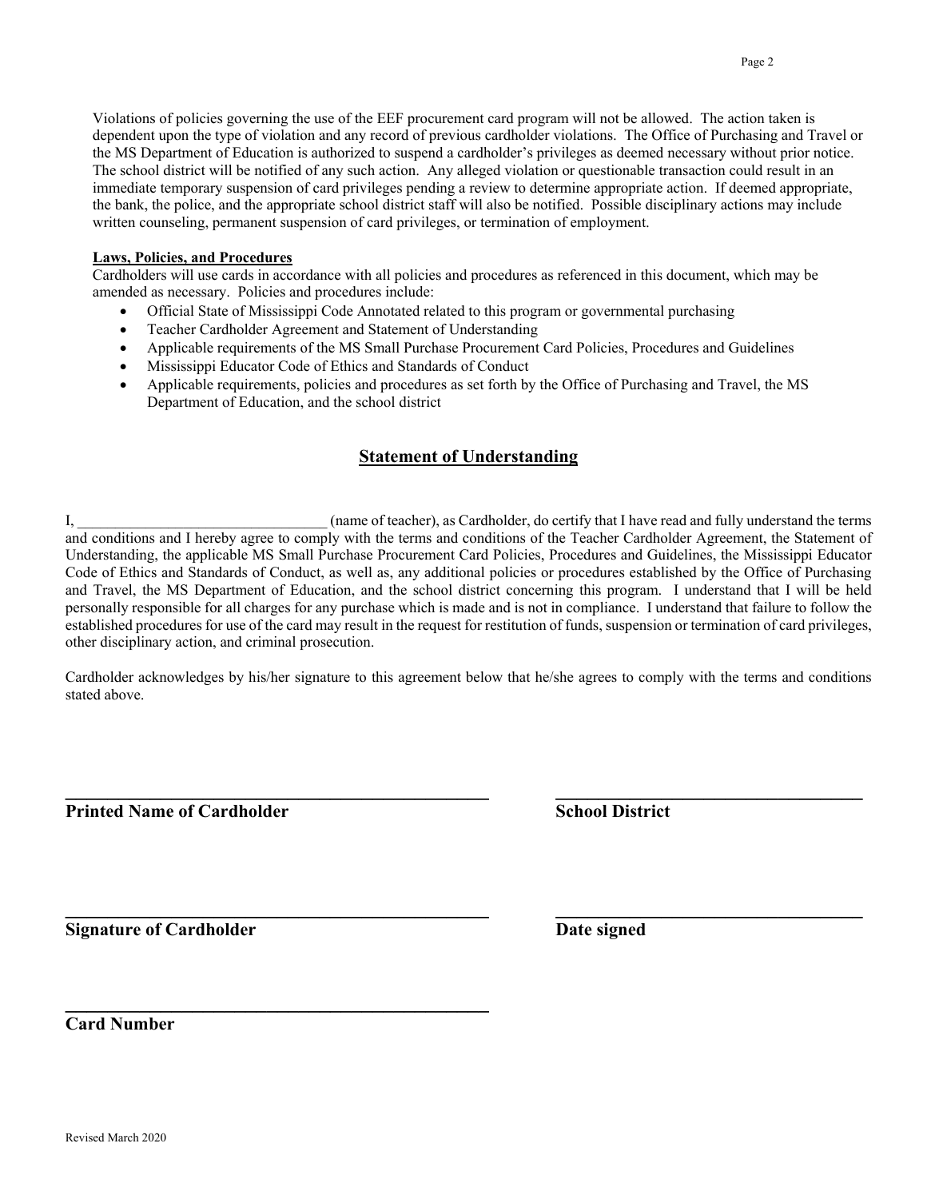Violations of policies governing the use of the EEF procurement card program will not be allowed. The action taken is dependent upon the type of violation and any record of previous cardholder violations. The Office of Purchasing and Travel or the MS Department of Education is authorized to suspend a cardholder's privileges as deemed necessary without prior notice. The school district will be notified of any such action. Any alleged violation or questionable transaction could result in an immediate temporary suspension of card privileges pending a review to determine appropriate action. If deemed appropriate, the bank, the police, and the appropriate school district staff will also be notified. Possible disciplinary actions may include written counseling, permanent suspension of card privileges, or termination of employment.

**Laws, Policies, and Procedures**

Cardholders will use cards in accordance with all policies and procedures as referenced in this document, which may be amended as necessary. Policies and procedures include:

- Official State of Mississippi Code Annotated related to this program or governmental purchasing
- Teacher Cardholder Agreement and Statement of Understanding
- Applicable requirements of the MS Small Purchase Procurement Card Policies, Procedures and Guidelines
- Mississippi Educator Code of Ethics and Standards of Conduct
- Applicable requirements, policies and procedures as set forth by the Office of Purchasing and Travel, the MS Department of Education, and the school district

## Statement of Understanding

I, ________________________________ (name of teacher), as Cardholder, do certify that I have read and fully understand the terms and conditions and I hereby agree to comply with the terms and conditions of the Teacher Cardholder Agreement, the Statement of Understanding, the applicable MS Small Purchase Procurement Card Policies, Procedures and Guidelines, the Mississippi Educator Code of Ethics and Standards of Conduct, as well as, any additional policies or procedures established by the Office of Purchasing and Travel, the MS Department of Education, and the school district concerning this program. I understand that I will be held personally responsible for all charges for any purchase which is made and is not in compliance. I understand that failure to follow the established procedures for use of the card may result in the request for restitution of funds, suspension or termination of card privileges, other disciplinary action, and criminal prosecution.

Cardholder acknowledges by his/her signature to this agreement below that he/she agrees to comply with the terms and conditions stated above.

________________________________________ ________________________________

**Printed Name of Cardholder** **School District**

________________________________________ ________________________________

**Signature of Cardholder** **Date signed**

________________________________________

**Card Number**

Revised March 2020